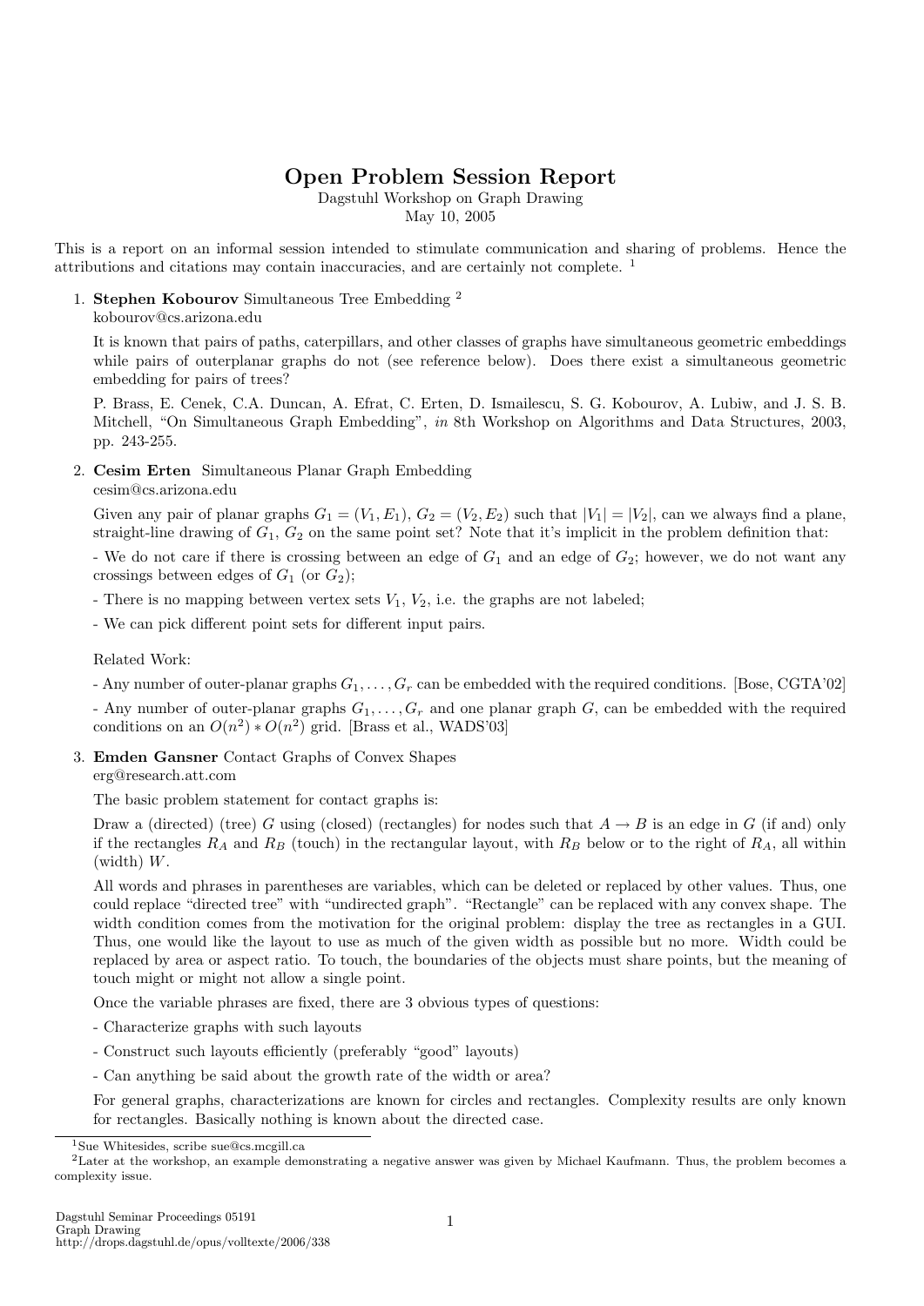# Open Problem Session Report

Dagstuhl Workshop on Graph Drawing
May 10, 2005

This is a report on an informal session intended to stimulate communication and sharing of problems. Hence the attributions and citations may contain inaccuracies, and are certainly not complete. [1]

1. **Stephen Kobourov** Simultaneous Tree Embedding [2]
   kobourov@cs.arizona.edu

   It is known that pairs of paths, caterpillars, and other classes of graphs have simultaneous geometric embeddings while pairs of outerplanar graphs do not (see reference below). Does there exist a simultaneous geometric embedding for pairs of trees?

   P. Brass, E. Cenek, C.A. Duncan, A. Efrat, C. Erten, D. Ismailescu, S. G. Kobourov, A. Lubiw, and J. S. B. Mitchell, "On Simultaneous Graph Embedding", *in* 8th Workshop on Algorithms and Data Structures, 2003, pp. 243-255.

2. **Cesim Erten** Simultaneous Planar Graph Embedding
   cesim@cs.arizona.edu

   Given any pair of planar graphs $G_1 = (V_1, E_1)$, $G_2 = (V_2, E_2)$ such that $|V_1| = |V_2|$, can we always find a plane, straight-line drawing of $G_1$, $G_2$ on the same point set? Note that it's implicit in the problem definition that:

   - We do not care if there is crossing between an edge of $G_1$ and an edge of $G_2$; however, we do not want any crossings between edges of $G_1$ (or $G_2$);

   - There is no mapping between vertex sets $V_1$, $V_2$, i.e. the graphs are not labeled;

   - We can pick different point sets for different input pairs.

   Related Work:

   - Any number of outer-planar graphs $G_1, \ldots, G_r$ can be embedded with the required conditions. [Bose, CGTA'02]

   - Any number of outer-planar graphs $G_1, \ldots, G_r$ and one planar graph $G$, can be embedded with the required conditions on an $O(n^2) * O(n^2)$ grid. [Brass et al., WADS'03]

3. **Emden Gansner** Contact Graphs of Convex Shapes
   erg@research.att.com

   The basic problem statement for contact graphs is:

   Draw a (directed) (tree) $G$ using (closed) (rectangles) for nodes such that $A \rightarrow B$ is an edge in $G$ (if and) only if the rectangles $R_A$ and $R_B$ (touch) in the rectangular layout, with $R_B$ below or to the right of $R_A$, all within (width) $W$.

   All words and phrases in parentheses are variables, which can be deleted or replaced by other values. Thus, one could replace "directed tree" with "undirected graph". "Rectangle" can be replaced with any convex shape. The width condition comes from the motivation for the original problem: display the tree as rectangles in a GUI. Thus, one would like the layout to use as much of the given width as possible but no more. Width could be replaced by area or aspect ratio. To touch, the boundaries of the objects must share points, but the meaning of touch might or might not allow a single point.

   Once the variable phrases are fixed, there are 3 obvious types of questions:

   - Characterize graphs with such layouts

   - Construct such layouts efficiently (preferably "good" layouts)

   - Can anything be said about the growth rate of the width or area?

   For general graphs, characterizations are known for circles and rectangles. Complexity results are only known for rectangles. Basically nothing is known about the directed case.

---

[1] Sue Whitesides, scribe sue@cs.mcgill.ca

[2] Later at the workshop, an example demonstrating a negative answer was given by Michael Kaufmann. Thus, the problem becomes a complexity issue.

Dagstuhl Seminar Proceedings 05191
Graph Drawing
http://drops.dagstuhl.de/opus/volltexte/2006/338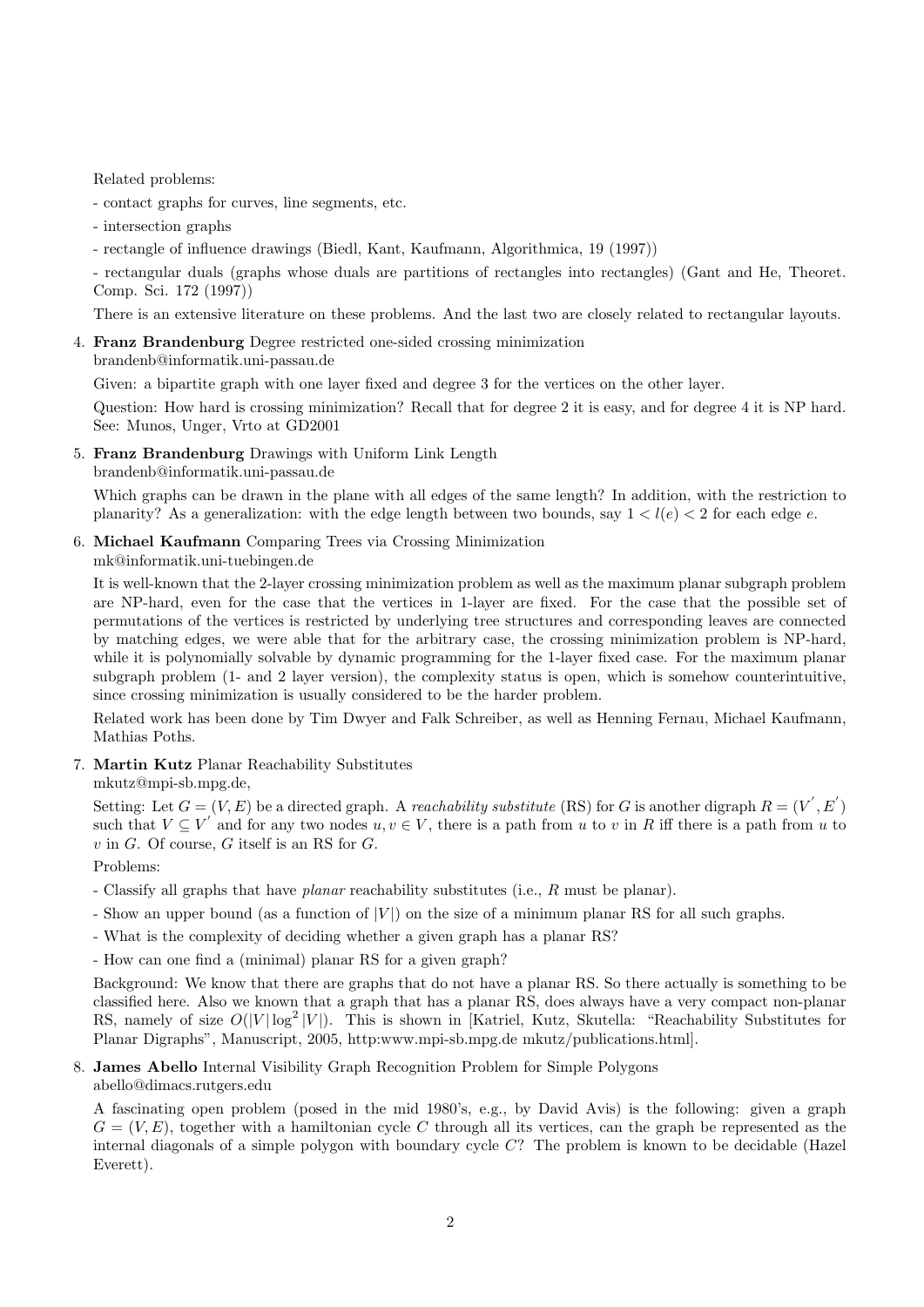Related problems:

- contact graphs for curves, line segments, etc.

- intersection graphs

- rectangle of influence drawings (Biedl, Kant, Kaufmann, Algorithmica, 19 (1997))

- rectangular duals (graphs whose duals are partitions of rectangles into rectangles) (Gant and He, Theoret. Comp. Sci. 172 (1997))

There is an extensive literature on these problems. And the last two are closely related to rectangular layouts.

4. **Franz Brandenburg** Degree restricted one-sided crossing minimization
brandenb@informatik.uni-passau.de

   Given: a bipartite graph with one layer fixed and degree 3 for the vertices on the other layer.

   Question: How hard is crossing minimization? Recall that for degree 2 it is easy, and for degree 4 it is NP hard. See: Munos, Unger, Vrto at GD2001

5. **Franz Brandenburg** Drawings with Uniform Link Length
brandenb@informatik.uni-passau.de

   Which graphs can be drawn in the plane with all edges of the same length? In addition, with the restriction to planarity? As a generalization: with the edge length between two bounds, say $1 < l(e) < 2$ for each edge $e$.

6. **Michael Kaufmann** Comparing Trees via Crossing Minimization
mk@informatik.uni-tuebingen.de

   It is well-known that the 2-layer crossing minimization problem as well as the maximum planar subgraph problem are NP-hard, even for the case that the vertices in 1-layer are fixed. For the case that the possible set of permutations of the vertices is restricted by underlying tree structures and corresponding leaves are connected by matching edges, we were able that for the arbitrary case, the crossing minimization problem is NP-hard, while it is polynomially solvable by dynamic programming for the 1-layer fixed case. For the maximum planar subgraph problem (1- and 2 layer version), the complexity status is open, which is somehow counterintuitive, since crossing minimization is usually considered to be the harder problem.

   Related work has been done by Tim Dwyer and Falk Schreiber, as well as Henning Fernau, Michael Kaufmann, Mathias Poths.

7. **Martin Kutz** Planar Reachability Substitutes
mkutz@mpi-sb.mpg.de,

   Setting: Let $G = (V, E)$ be a directed graph. A *reachability substitute* (RS) for $G$ is another digraph $R = (V^{'}, E^{'})$ such that $V \subseteq V^{'}$ and for any two nodes $u, v \in V$, there is a path from $u$ to $v$ in $R$ iff there is a path from $u$ to $v$ in $G$. Of course, $G$ itself is an RS for $G$.

   Problems:

   - Classify all graphs that have *planar* reachability substitutes (i.e., $R$ must be planar).

   - Show an upper bound (as a function of $|V|$) on the size of a minimum planar RS for all such graphs.

   - What is the complexity of deciding whether a given graph has a planar RS?

   - How can one find a (minimal) planar RS for a given graph?

   Background: We know that there are graphs that do not have a planar RS. So there actually is something to be classified here. Also we known that a graph that has a planar RS, does always have a very compact non-planar RS, namely of size $O(|V| \log^2 |V|)$. This is shown in [Katriel, Kutz, Skutella: "Reachability Substitutes for Planar Digraphs", Manuscript, 2005, http:www.mpi-sb.mpg.de mkutz/publications.html].

8. **James Abello** Internal Visibility Graph Recognition Problem for Simple Polygons
abello@dimacs.rutgers.edu

   A fascinating open problem (posed in the mid 1980's, e.g., by David Avis) is the following: given a graph $G = (V, E)$, together with a hamiltonian cycle $C$ through all its vertices, can the graph be represented as the internal diagonals of a simple polygon with boundary cycle $C$? The problem is known to be decidable (Hazel Everett).